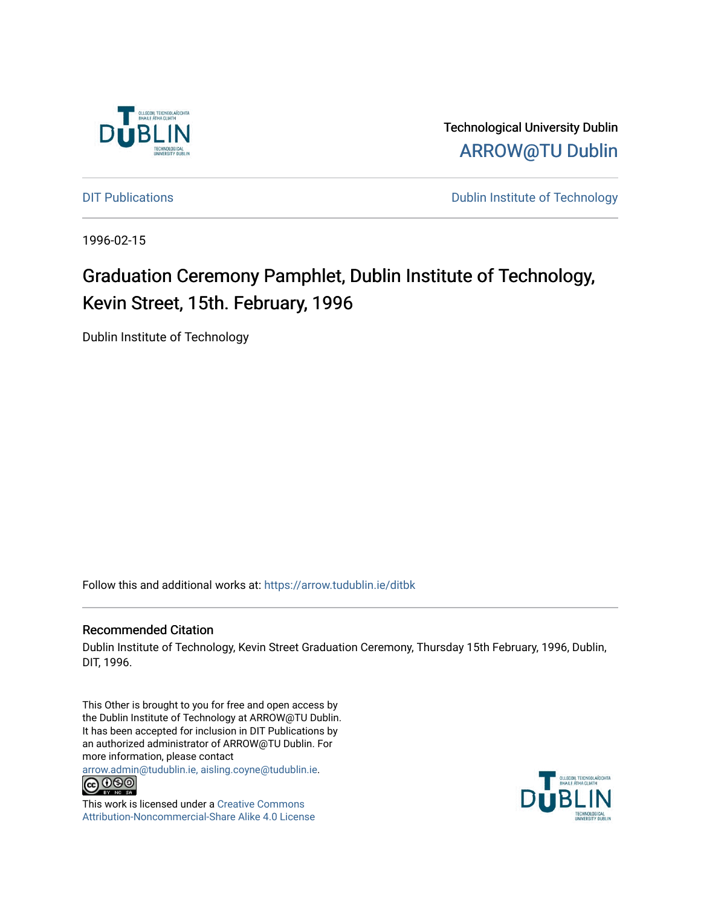Technological University Dublin

ARROW@TU Dublin

DIT Publications

Dublin Institute of Technology

1996-02-15

# Graduation Ceremony Pamphlet, Dublin Institute of Technology, Kevin Street, 15th. February, 1996

Dublin Institute of Technology

Follow this and additional works at: https://arrow.tudublin.ie/ditbk

## Recommended Citation

Dublin Institute of Technology, Kevin Street Graduation Ceremony, Thursday 15th February, 1996, Dublin, DIT, 1996.

This Other is brought to you for free and open access by the Dublin Institute of Technology at ARROW@TU Dublin. It has been accepted for inclusion in DIT Publications by an authorized administrator of ARROW@TU Dublin. For more information, please contact arrow.admin@tudublin.ie, aisling.coyne@tudublin.ie.

This work is licensed under a Creative Commons Attribution-Noncommercial-Share Alike 4.0 License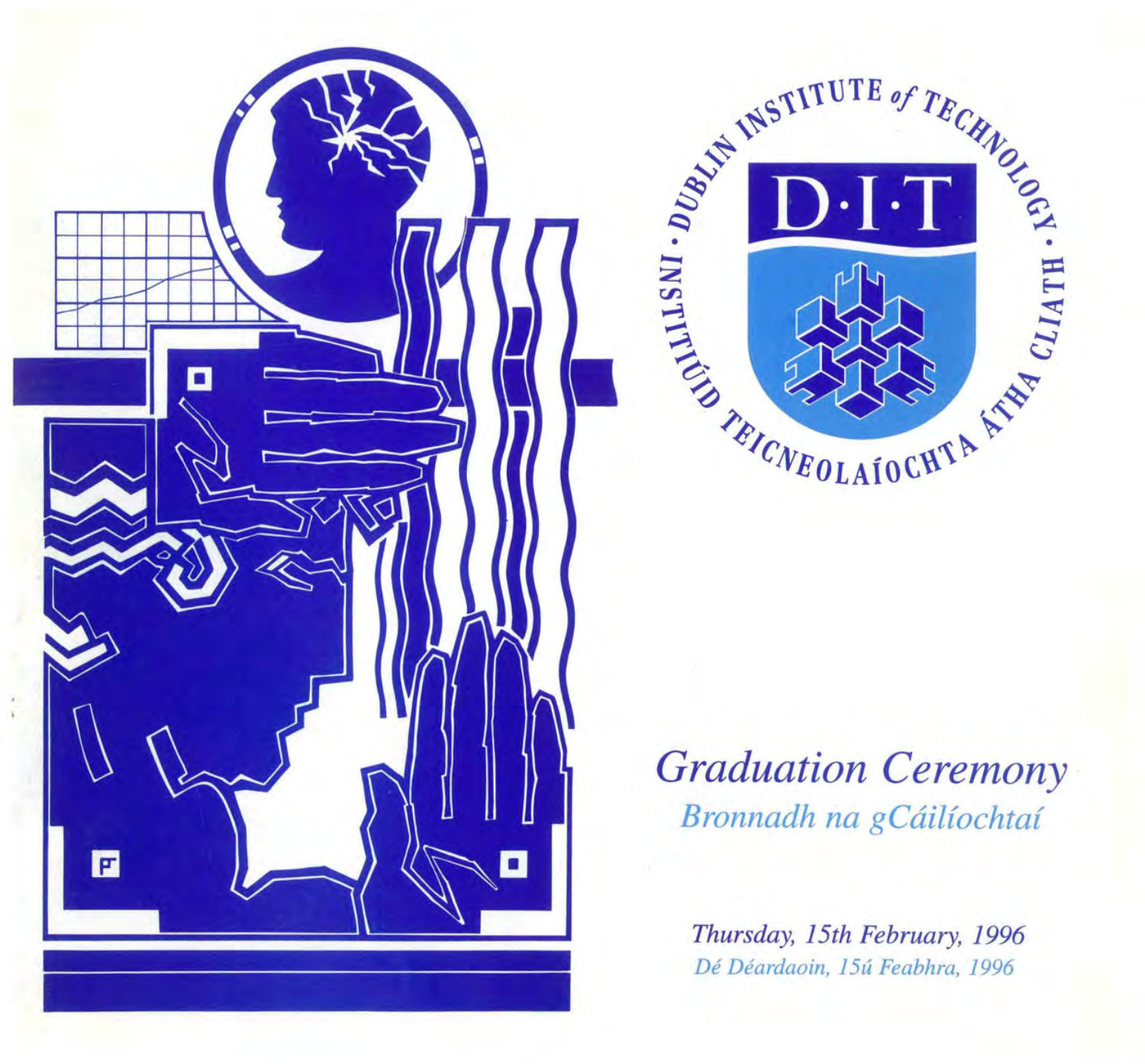DUBLIN INSTITUTE of TECHNOLOGY · INSTITIÚID TEICNEOLAÍOCHTA ÁTHA CLIATH ·

D·I·T

# *Graduation Ceremony*

## *Bronnadh na gCáilíochtaí*

*Thursday, 15th February, 1996*

*Dé Déardaoin, 15ú Feabhra, 1996*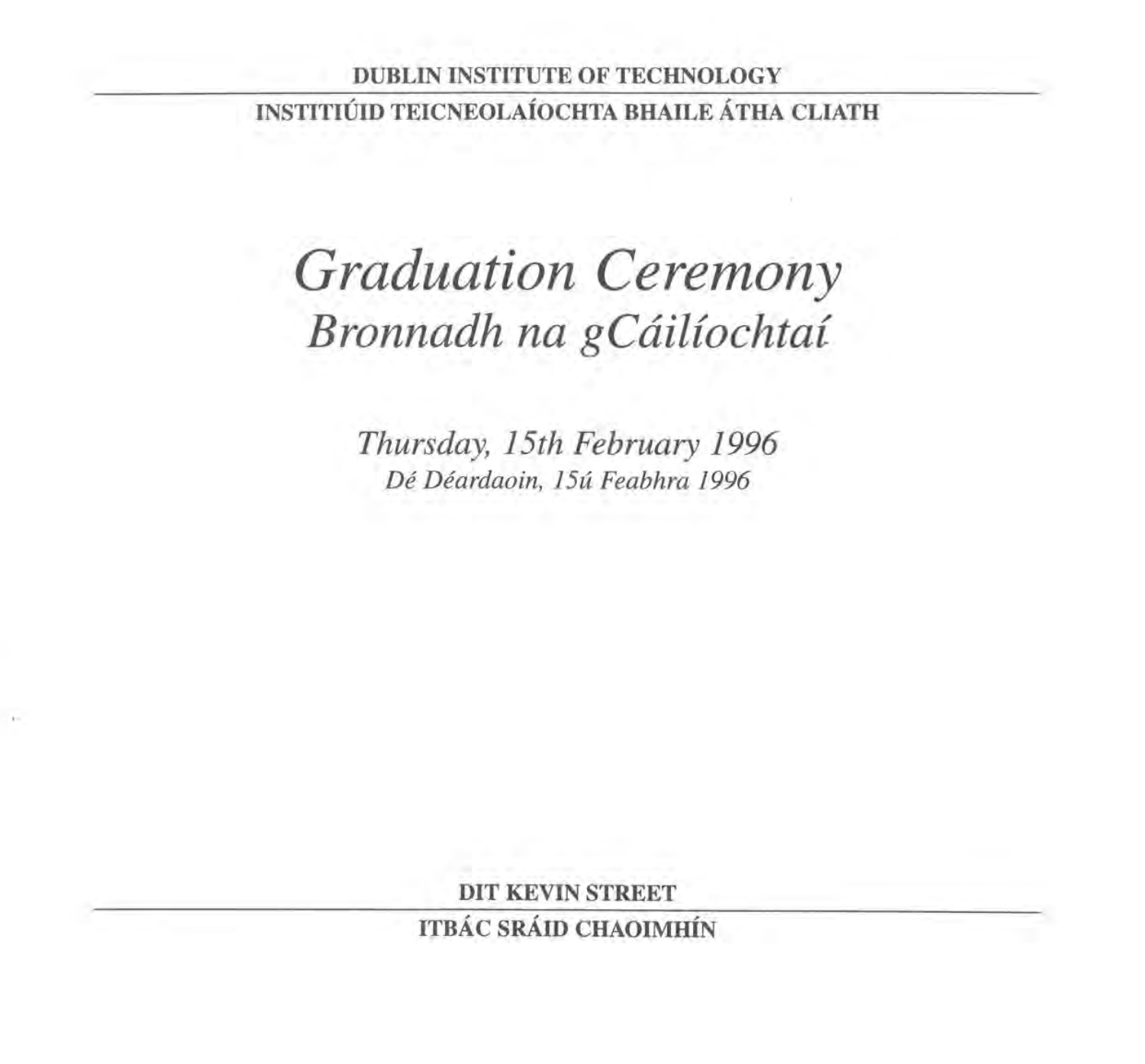DUBLIN INSTITUTE OF TECHNOLOGY

INSTITIÚID TEICNEOLAÍOCHTA BHAILE ÁTHA CLIATH

# *Graduation Ceremony*

## *Bronnadh na gCáilíochtaí*

*Thursday, 15th February 1996*

*Dé Déardaoin, 15ú Feabhra 1996*

**DIT KEVIN STREET**

**ITBÁC SRÁID CHAOIMHÍN**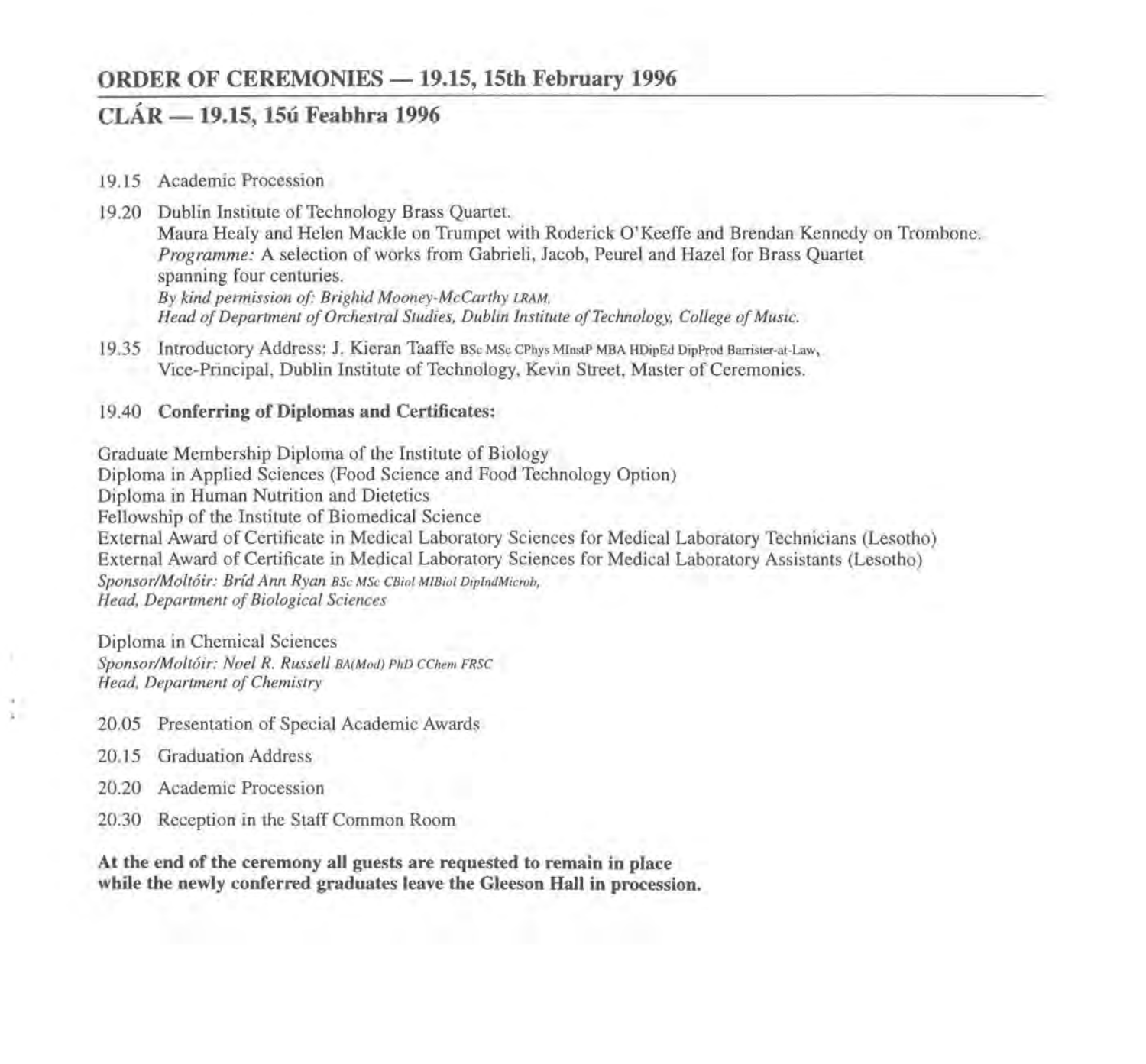## ORDER OF CEREMONIES — 19.15, 15th February 1996

## CLÁR — 19.15, 15ú Feabhra 1996

19.15 Academic Procession

19.20 Dublin Institute of Technology Brass Quartet.
Maura Healy and Helen Mackle on Trumpet with Roderick O'Keeffe and Brendan Kennedy on Trombone.
*Programme:* A selection of works from Gabrieli, Jacob, Peurel and Hazel for Brass Quartet spanning four centuries.
*By kind permission of: Brighid Mooney-McCarthy LRAM,*
*Head of Department of Orchestral Studies, Dublin Institute of Technology, College of Music.*

19.35 Introductory Address: J. Kieran Taaffe BSc MSc CPhys MInstP MBA HDipEd DipProd Barrister-at-Law,
Vice-Principal, Dublin Institute of Technology, Kevin Street, Master of Ceremonies.

19.40 **Conferring of Diplomas and Certificates:**

Graduate Membership Diploma of the Institute of Biology
Diploma in Applied Sciences (Food Science and Food Technology Option)
Diploma in Human Nutrition and Dietetics
Fellowship of the Institute of Biomedical Science
External Award of Certificate in Medical Laboratory Sciences for Medical Laboratory Technicians (Lesotho)
External Award of Certificate in Medical Laboratory Sciences for Medical Laboratory Assistants (Lesotho)
*Sponsor/Moltóir: Bríd Ann Ryan BSc MSc CBiol MIBiol DipIndMicrob,*
*Head, Department of Biological Sciences*

Diploma in Chemical Sciences
*Sponsor/Moltóir: Noel R. Russell BA(Mod) PhD CChem FRSC*
*Head, Department of Chemistry*

20.05 Presentation of Special Academic Awards

20.15 Graduation Address

20.20 Academic Procession

20.30 Reception in the Staff Common Room

**At the end of the ceremony all guests are requested to remain in place while the newly conferred graduates leave the Gleeson Hall in procession.**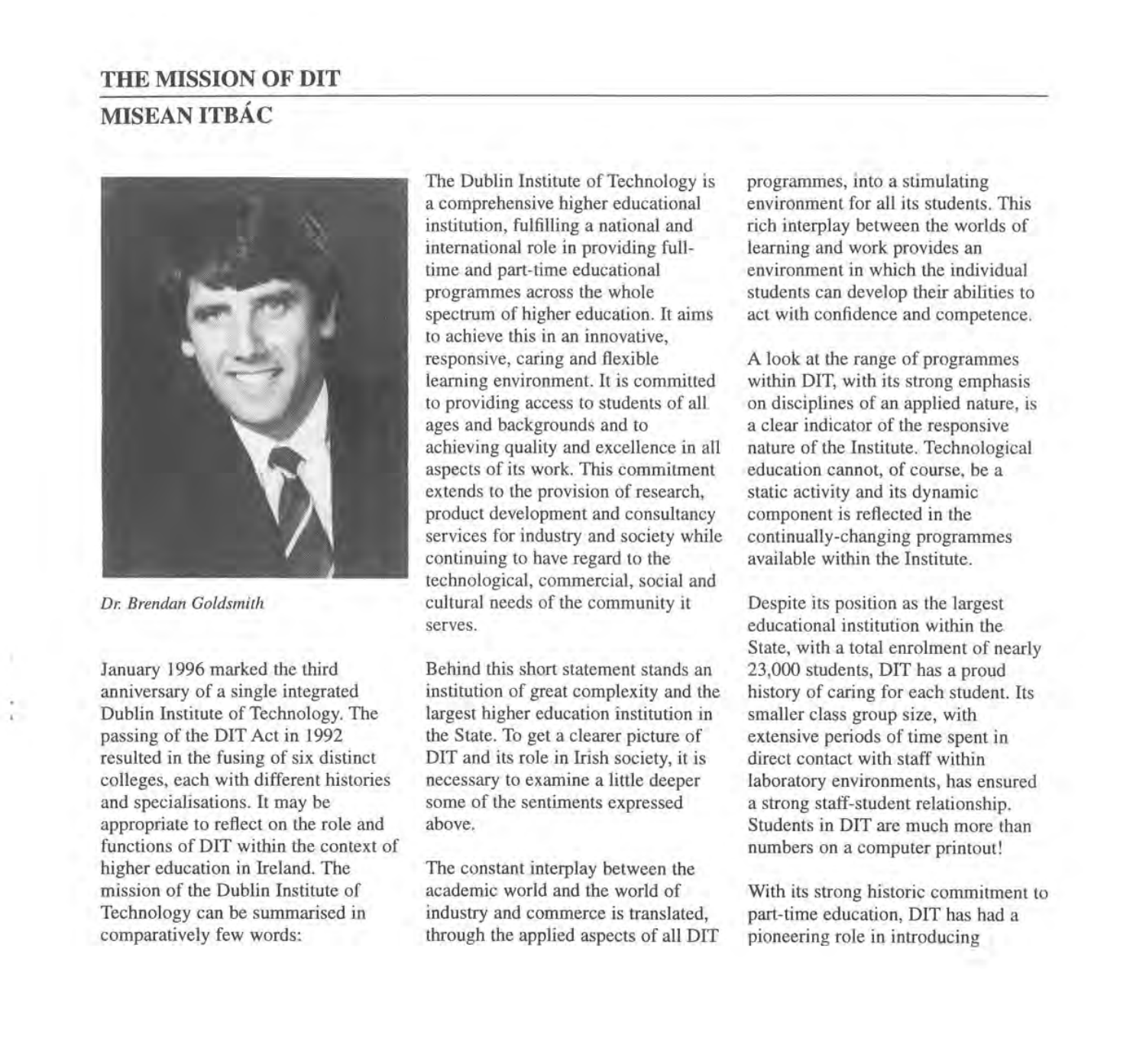## THE MISSION OF DIT

## MISEAN ITBÁC

*Dr. Brendan Goldsmith*

January 1996 marked the third anniversary of a single integrated Dublin Institute of Technology. The passing of the DIT Act in 1992 resulted in the fusing of six distinct colleges, each with different histories and specialisations. It may be appropriate to reflect on the role and functions of DIT within the context of higher education in Ireland. The mission of the Dublin Institute of Technology can be summarised in comparatively few words:

The Dublin Institute of Technology is a comprehensive higher educational institution, fulfilling a national and international role in providing full-time and part-time educational programmes across the whole spectrum of higher education. It aims to achieve this in an innovative, responsive, caring and flexible learning environment. It is committed to providing access to students of all ages and backgrounds and to achieving quality and excellence in all aspects of its work. This commitment extends to the provision of research, product development and consultancy services for industry and society while continuing to have regard to the technological, commercial, social and cultural needs of the community it serves.

Behind this short statement stands an institution of great complexity and the largest higher education institution in the State. To get a clearer picture of DIT and its role in Irish society, it is necessary to examine a little deeper some of the sentiments expressed above.

The constant interplay between the academic world and the world of industry and commerce is translated, through the applied aspects of all DIT programmes, into a stimulating environment for all its students. This rich interplay between the worlds of learning and work provides an environment in which the individual students can develop their abilities to act with confidence and competence.

A look at the range of programmes within DIT, with its strong emphasis on disciplines of an applied nature, is a clear indicator of the responsive nature of the Institute. Technological education cannot, of course, be a static activity and its dynamic component is reflected in the continually-changing programmes available within the Institute.

Despite its position as the largest educational institution within the State, with a total enrolment of nearly 23,000 students, DIT has a proud history of caring for each student. Its smaller class group size, with extensive periods of time spent in direct contact with staff within laboratory environments, has ensured a strong staff-student relationship. Students in DIT are much more than numbers on a computer printout!

With its strong historic commitment to part-time education, DIT has had a pioneering role in introducing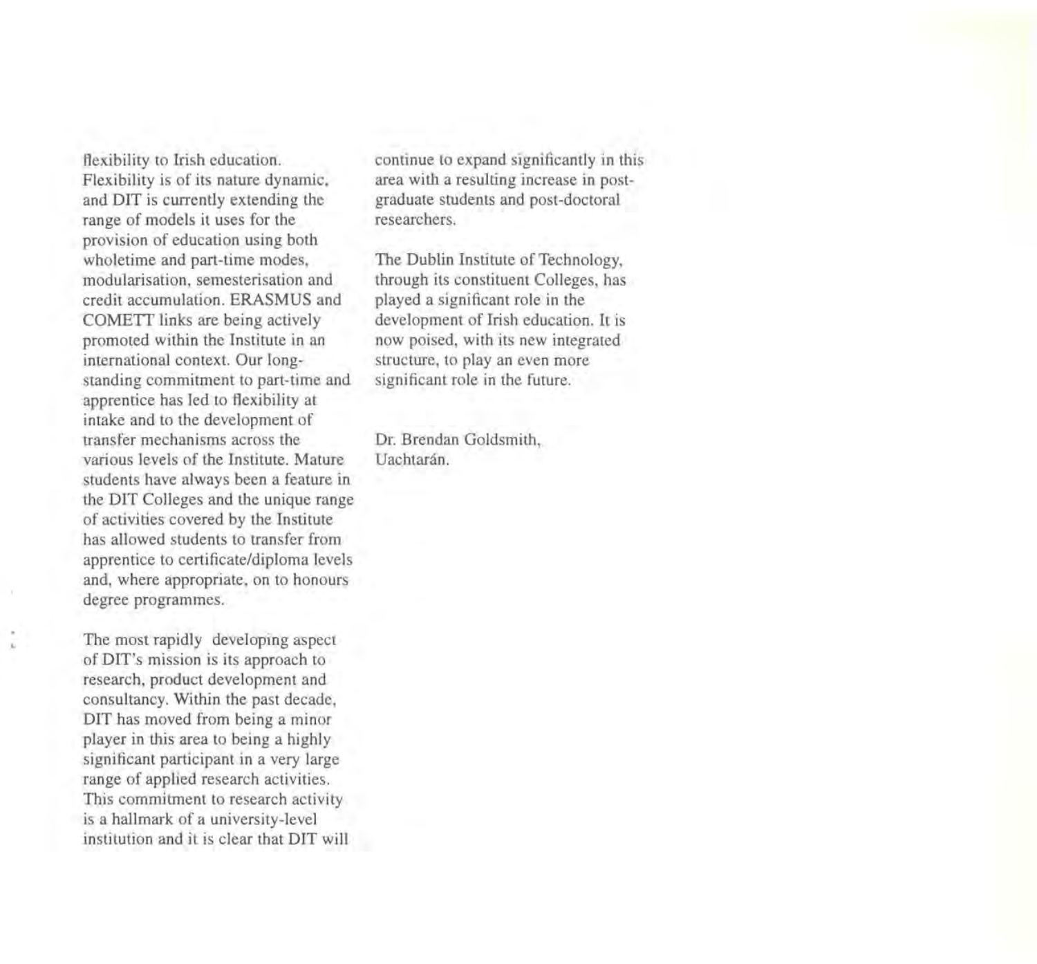flexibility to Irish education. Flexibility is of its nature dynamic, and DIT is currently extending the range of models it uses for the provision of education using both wholetime and part-time modes, modularisation, semesterisation and credit accumulation. ERASMUS and COMETT links are being actively promoted within the Institute in an international context. Our long-standing commitment to part-time and apprentice has led to flexibility at intake and to the development of transfer mechanisms across the various levels of the Institute. Mature students have always been a feature in the DIT Colleges and the unique range of activities covered by the Institute has allowed students to transfer from apprentice to certificate/diploma levels and, where appropriate, on to honours degree programmes.

The most rapidly developing aspect of DIT's mission is its approach to research, product development and consultancy. Within the past decade, DIT has moved from being a minor player in this area to being a highly significant participant in a very large range of applied research activities. This commitment to research activity is a hallmark of a university-level institution and it is clear that DIT will continue to expand significantly in this area with a resulting increase in post-graduate students and post-doctoral researchers.

The Dublin Institute of Technology, through its constituent Colleges, has played a significant role in the development of Irish education. It is now poised, with its new integrated structure, to play an even more significant role in the future.

Dr. Brendan Goldsmith,
Uachtarán.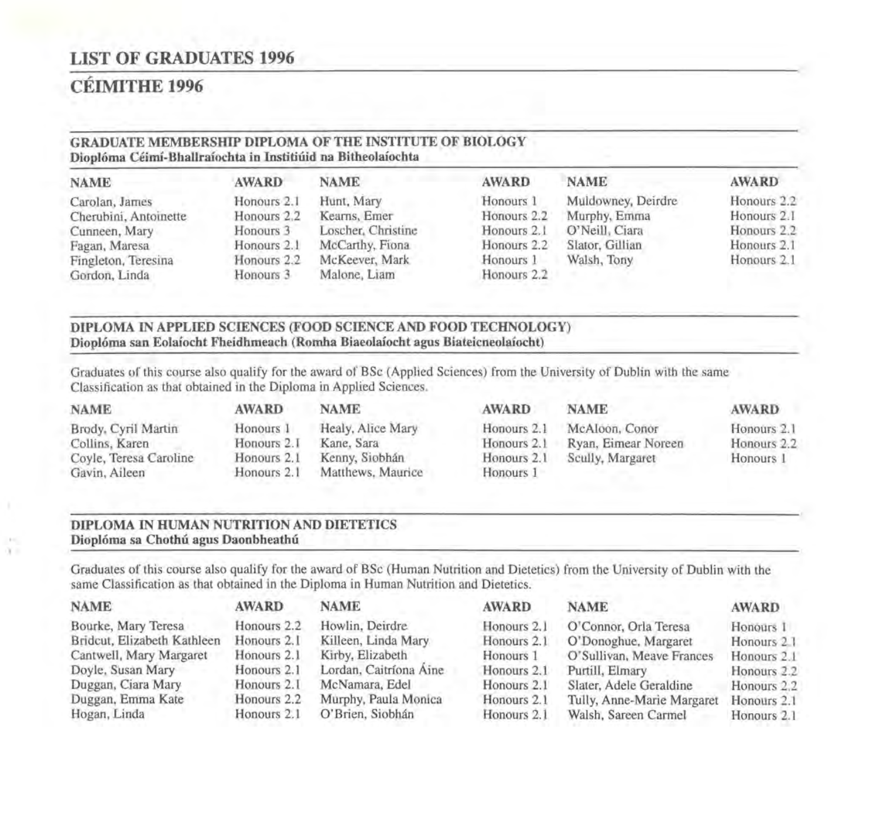# LIST OF GRADUATES 1996

# CÉIMITHE 1996

## GRADUATE MEMBERSHIP DIPLOMA OF THE INSTITUTE OF BIOLOGY

**Dioplóma Céimí-Bhallraíochta in Institiúid na Bitheolaíochta**

| NAME | AWARD | NAME | AWARD | NAME | AWARD |
|---|---|---|---|---|---|
| Carolan, James | Honours 2.1 | Hunt, Mary | Honours 1 | Muldowney, Deirdre | Honours 2.2 |
| Cherubini, Antoinette | Honours 2.2 | Kearns, Emer | Honours 2.2 | Murphy, Emma | Honours 2.1 |
| Cunneen, Mary | Honours 3 | Loscher, Christine | Honours 2.1 | O'Neill, Ciara | Honours 2.2 |
| Fagan, Maresa | Honours 2.1 | McCarthy, Fiona | Honours 2.2 | Slator, Gillian | Honours 2.1 |
| Fingleton, Teresina | Honours 2.2 | McKeever, Mark | Honours 1 | Walsh, Tony | Honours 2.1 |
| Gordon, Linda | Honours 3 | Malone, Liam | Honours 2.2 | | |

## DIPLOMA IN APPLIED SCIENCES (FOOD SCIENCE AND FOOD TECHNOLOGY)

**Dioplóma san Eolaíocht Fheidhmeach (Romha Biaeolaíocht agus Biateicneolaíocht)**

Graduates of this course also qualify for the award of BSc (Applied Sciences) from the University of Dublin with the same Classification as that obtained in the Diploma in Applied Sciences.

| NAME | AWARD | NAME | AWARD | NAME | AWARD |
|---|---|---|---|---|---|
| Brody, Cyril Martin | Honours 1 | Healy, Alice Mary | Honours 2.1 | McAloon, Conor | Honours 2.1 |
| Collins, Karen | Honours 2.1 | Kane, Sara | Honours 2.1 | Ryan, Eimear Noreen | Honours 2.2 |
| Coyle, Teresa Caroline | Honours 2.1 | Kenny, Siobhán | Honours 2.1 | Scully, Margaret | Honours 1 |
| Gavin, Aileen | Honours 2.1 | Matthews, Maurice | Honours 1 | | |

## DIPLOMA IN HUMAN NUTRITION AND DIETETICS

**Dioplóma sa Chothú agus Daonbheathú**

Graduates of this course also qualify for the award of BSc (Human Nutrition and Dietetics) from the University of Dublin with the same Classification as that obtained in the Diploma in Human Nutrition and Dietetics.

| NAME | AWARD | NAME | AWARD | NAME | AWARD |
|---|---|---|---|---|---|
| Bourke, Mary Teresa | Honours 2.2 | Howlin, Deirdre | Honours 2.1 | O'Connor, Orla Teresa | Honours 1 |
| Bridcut, Elizabeth Kathleen | Honours 2.1 | Killeen, Linda Mary | Honours 2.1 | O'Donoghue, Margaret | Honours 2.1 |
| Cantwell, Mary Margaret | Honours 2.1 | Kirby, Elizabeth | Honours 1 | O'Sullivan, Meave Frances | Honours 2.1 |
| Doyle, Susan Mary | Honours 2.1 | Lordan, Caitríona Áine | Honours 2.1 | Purtill, Elmary | Honours 2.2 |
| Duggan, Ciara Mary | Honours 2.1 | McNamara, Edel | Honours 2.1 | Slater, Adele Geraldine | Honours 2.2 |
| Duggan, Emma Kate | Honours 2.2 | Murphy, Paula Monica | Honours 2.1 | Tully, Anne-Marie Margaret | Honours 2.1 |
| Hogan, Linda | Honours 2.1 | O'Brien, Siobhán | Honours 2.1 | Walsh, Sareen Carmel | Honours 2.1 |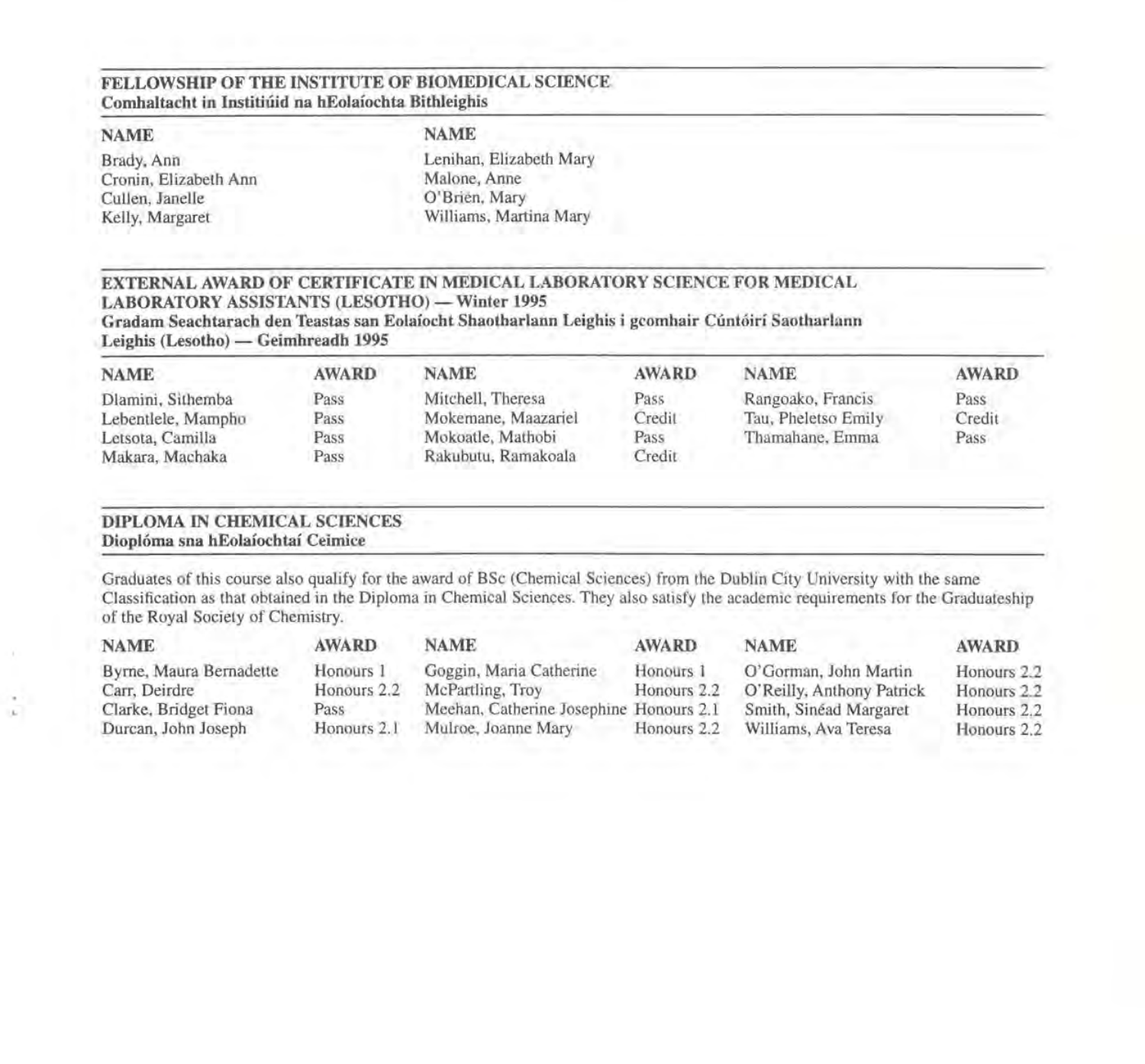## FELLOWSHIP OF THE INSTITUTE OF BIOMEDICAL SCIENCE
**Comhaltacht in Institiúid na hEolaíochta Bithleighis**

| NAME | NAME |
|---|---|
| Brady, Ann | Lenihan, Elizabeth Mary |
| Cronin, Elizabeth Ann | Malone, Anne |
| Cullen, Janelle | O'Brien, Mary |
| Kelly, Margaret | Williams, Martina Mary |

## EXTERNAL AWARD OF CERTIFICATE IN MEDICAL LABORATORY SCIENCE FOR MEDICAL LABORATORY ASSISTANTS (LESOTHO) — Winter 1995
**Gradam Seachtarach den Teastas san Eolaíocht Shaotharlann Leighis i gcomhair Cúntóirí Saotharlann Leighis (Lesotho) — Geimhreadh 1995**

| NAME | AWARD | NAME | AWARD | NAME | AWARD |
|---|---|---|---|---|---|
| Dlamini, Sithemba | Pass | Mitchell, Theresa | Pass | Rangoako, Francis | Pass |
| Lebentlele, Mampho | Pass | Mokemane, Maazariel | Credit | Tau, Pheletso Emily | Credit |
| Letsota, Camilla | Pass | Mokoatle, Mathobi | Pass | Thamahane, Emma | Pass |
| Makara, Machaka | Pass | Rakubutu, Ramakoala | Credit | | |

## DIPLOMA IN CHEMICAL SCIENCES
**Dioplóma sna hEolaíochtaí Ceimice**

Graduates of this course also qualify for the award of BSc (Chemical Sciences) from the Dublin City University with the same Classification as that obtained in the Diploma in Chemical Sciences. They also satisfy the academic requirements for the Graduateship of the Royal Society of Chemistry.

| NAME | AWARD | NAME | AWARD | NAME | AWARD |
|---|---|---|---|---|---|
| Byrne, Maura Bernadette | Honours 1 | Goggin, Maria Catherine | Honours 1 | O'Gorman, John Martin | Honours 2.2 |
| Carr, Deirdre | Honours 2.2 | McPartling, Troy | Honours 2.2 | O'Reilly, Anthony Patrick | Honours 2.2 |
| Clarke, Bridget Fiona | Pass | Meehan, Catherine Josephine | Honours 2.1 | Smith, Sinéad Margaret | Honours 2.2 |
| Durcan, John Joseph | Honours 2.1 | Mulroe, Joanne Mary | Honours 2.2 | Williams, Ava Teresa | Honours 2.2 |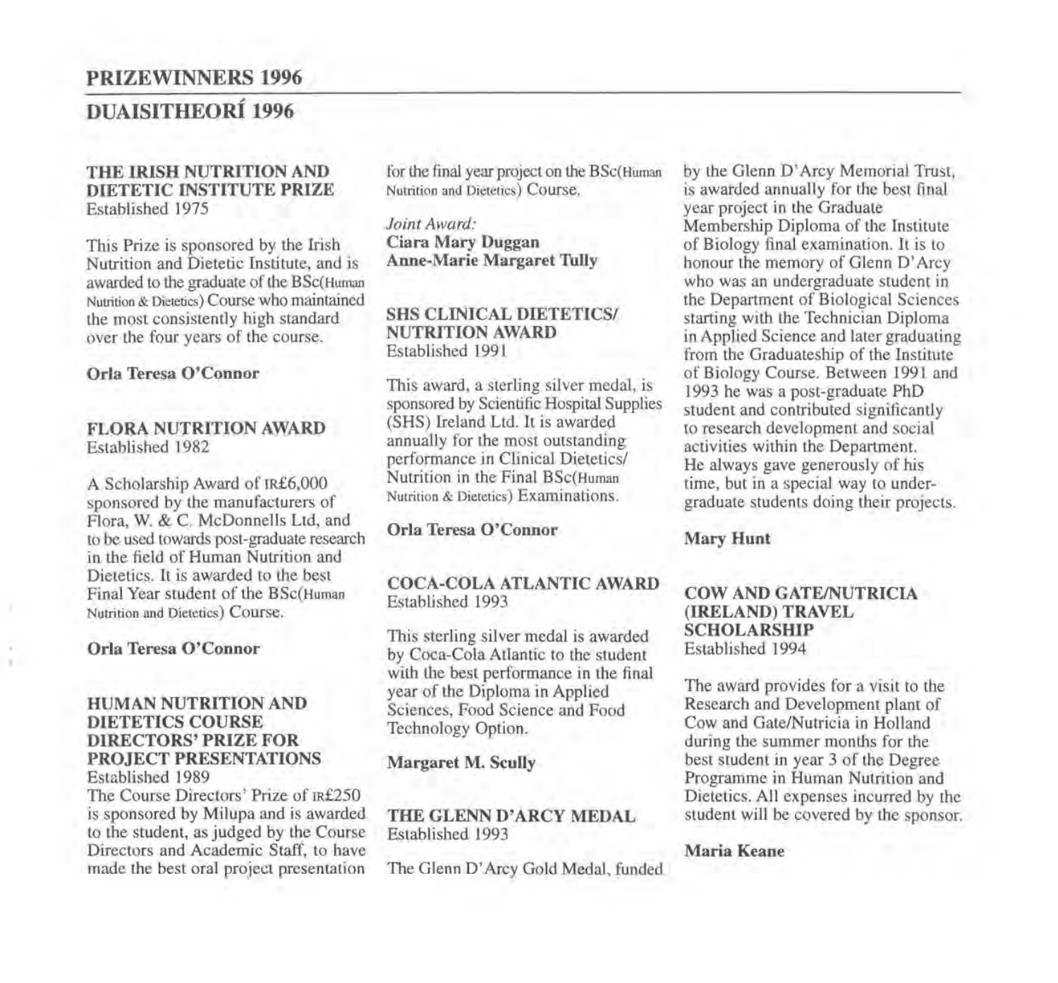## PRIZEWINNERS 1996

## DUAISITHEORÍ 1996

### THE IRISH NUTRITION AND DIETETIC INSTITUTE PRIZE

Established 1975

This Prize is sponsored by the Irish Nutrition and Dietetic Institute, and is awarded to the graduate of the BSc(Human Nutrition & Dietetics) Course who maintained the most consistently high standard over the four years of the course.

**Orla Teresa O'Connor**

### FLORA NUTRITION AWARD

Established 1982

A Scholarship Award of IR£6,000 sponsored by the manufacturers of Flora, W. & C. McDonnells Ltd, and to be used towards post-graduate research in the field of Human Nutrition and Dietetics. It is awarded to the best Final Year student of the BSc(Human Nutrition and Dietetics) Course.

**Orla Teresa O'Connor**

### HUMAN NUTRITION AND DIETETICS COURSE DIRECTORS' PRIZE FOR PROJECT PRESENTATIONS

Established 1989

The Course Directors' Prize of IR£250 is sponsored by Milupa and is awarded to the student, as judged by the Course Directors and Academic Staff, to have made the best oral project presentation for the final year project on the BSc(Human Nutrition and Dietetics) Course.

*Joint Award:*

**Ciara Mary Duggan**
**Anne-Marie Margaret Tully**

### SHS CLINICAL DIETETICS/ NUTRITION AWARD

Established 1991

This award, a sterling silver medal, is sponsored by Scientific Hospital Supplies (SHS) Ireland Ltd. It is awarded annually for the most outstanding performance in Clinical Dietetics/ Nutrition in the Final BSc(Human Nutrition & Dietetics) Examinations.

**Orla Teresa O'Connor**

### COCA-COLA ATLANTIC AWARD

Established 1993

This sterling silver medal is awarded by Coca-Cola Atlantic to the student with the best performance in the final year of the Diploma in Applied Sciences, Food Science and Food Technology Option.

**Margaret M. Scully**

### THE GLENN D'ARCY MEDAL

Established 1993

The Glenn D'Arcy Gold Medal, funded by the Glenn D'Arcy Memorial Trust, is awarded annually for the best final year project in the Graduate Membership Diploma of the Institute of Biology final examination. It is to honour the memory of Glenn D'Arcy who was an undergraduate student in the Department of Biological Sciences starting with the Technician Diploma in Applied Science and later graduating from the Graduateship of the Institute of Biology Course. Between 1991 and 1993 he was a post-graduate PhD student and contributed significantly to research development and social activities within the Department. He always gave generously of his time, but in a special way to undergraduate students doing their projects.

**Mary Hunt**

### COW AND GATE/NUTRICIA (IRELAND) TRAVEL SCHOLARSHIP

Established 1994

The award provides for a visit to the Research and Development plant of Cow and Gate/Nutricia in Holland during the summer months for the best student in year 3 of the Degree Programme in Human Nutrition and Dietetics. All expenses incurred by the student will be covered by the sponsor.

**Maria Keane**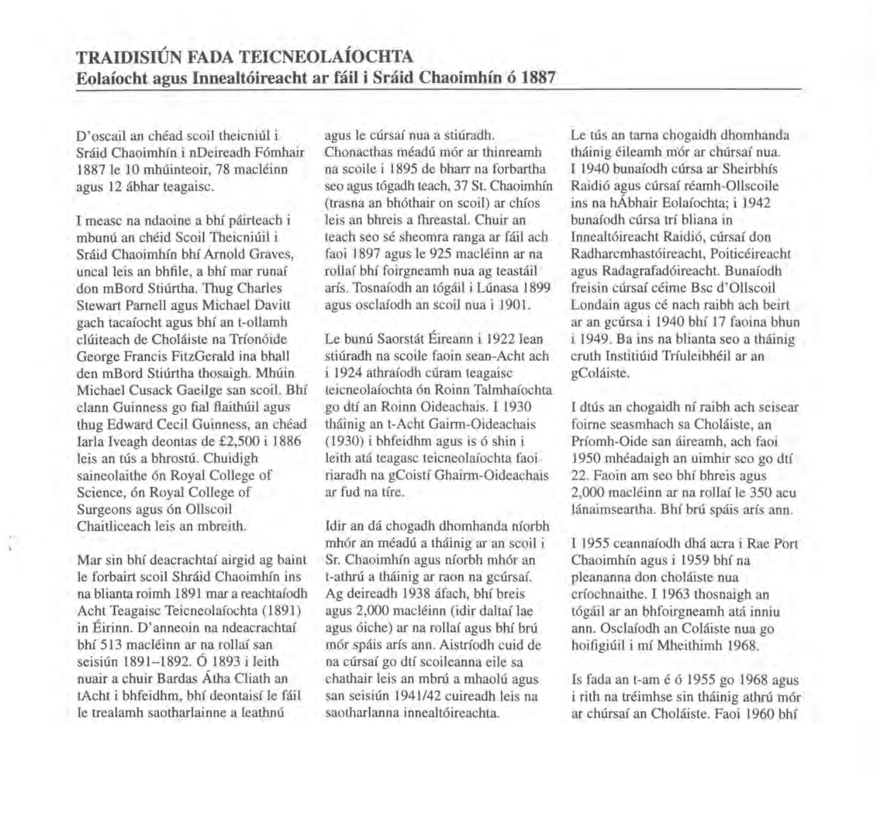## TRAIDISIÚN FADA TEICNEOLAÍOCHTA
### Eolaíocht agus Innealtóireacht ar fáil i Sráid Chaoimhín ó 1887

D'oscail an chéad scoil theicniúil i Sráid Chaoimhín i nDeireadh Fómhair 1887 le 10 mhúinteoir, 78 macléinn agus 12 ábhar teagaisc.

I measc na ndaoine a bhí páirteach i mbunú an chéid Scoil Theicniúil i Sráid Chaoimhín bhí Arnold Graves, uncal leis an bhfile, a bhí mar runaí don mBord Stiúrtha. Thug Charles Stewart Parnell agus Michael Davitt gach tacaíocht agus bhí an t-ollamh clúiteach de Choláiste na Tríonóide George Francis FitzGerald ina bhall den mBord Stiúrtha thosaigh. Mhúin Michael Cusack Gaeilge san scoil. Bhí clann Guinness go fial flaithiúil agus thug Edward Cecil Guinness, an chéad Iarla Iveagh deontas de £2,500 i 1886 leis an tús a bhrostú. Chuidigh saineolaithe ón Royal College of Science, ón Royal College of Surgeons agus ón Ollscoil Chaitliceach leis an mbreith.

Mar sin bhí deacrachtaí airgid ag baint le forbairt scoil Shráid Chaoimhín ins na blianta roimh 1891 mar a reachtaíodh Acht Teagaisc Teicneolaíochta (1891) in Éirinn. D'anneoin na ndeacrachtaí bhí 513 macléinn ar na rollaí san seisiún 1891–1892. Ó 1893 i leith nuair a chuir Bardas Átha Cliath an tAcht i bhfeidhm, bhí deontaisí le fáil le trealamh saotharlainne a leathnú agus le cúrsaí nua a stiúradh. Chonacthas méadú mór ar thinreamh na scoile i 1895 de bharr na forbartha seo agus tógadh teach, 37 St. Chaoimhín (trasna an bhóthair on scoil) ar chíos leis an bhreis a fhreastal. Chuir an teach seo sé sheomra ranga ar fáil ach faoi 1897 agus le 925 macléinn ar na rollaí bhí foirgneamh nua ag teastáil arís. Tosnaíodh an tógáil i Lúnasa 1899 agus osclaíodh an scoil nua i 1901.

Le bunú Saorstát Éireann i 1922 lean stiúradh na scoile faoin sean-Acht ach i 1924 athraíodh cúram teagaisc teicneolaíochta ón Roinn Talmhaíochta go dtí an Roinn Oideachais. I 1930 tháinig an t-Acht Gairm-Oideachais (1930) i bhfeidhm agus is ó shin i leith atá teagasc teicneolaíochta faoi riaradh na gCoistí Ghairm-Oideachais ar fud na tíre.

Idir an dá chogadh dhomhanda níorbh mhór an méadú a tháinig ar an scoil i Sr. Chaoimhín agus níorbh mhór an t-athrú a tháinig ar raon na gcúrsaí. Ag deireadh 1938 áfach, bhí breis agus 2,000 macléinn (idir daltaí lae agus óiche) ar na rollaí agus bhí brú mór spáis arís ann. Aistríodh cuid de na cúrsaí go dtí scoileanna eile sa chathair leis an mbrú a mhaolú agus san seisiún 1941/42 cuireadh leis na saotharlanna innealtóireachta.

Le tús an tarna chogaidh dhomhanda tháinig éileamh mór ar chúrsaí nua. I 1940 bunaíodh cúrsa ar Sheirbhís Raidió agus cúrsaí réamh-Ollscoile ins na hÁbhair Eolaíochta; i 1942 bunaíodh cúrsa trí bliana in Innealtóireacht Raidió, cúrsaí don Radharcmhastóireacht, Poiticéireacht agus Radagrafadóireacht. Bunaíodh freisin cúrsaí céime Bsc d'Ollscoil Londain agus cé nach raibh ach beirt ar an gcúrsa i 1940 bhí 17 faoina bhun i 1949. Ba ins na blianta seo a tháinig cruth Institiúid Tríuleibhéil ar an gColáiste.

I dtús an chogaidh ní raibh ach seisear foirne seasmhach sa Choláiste, an Príomh-Oide san áireamh, ach faoi 1950 mhéadaigh an uimhir seo go dtí 22. Faoin am seo bhí bhreis agus 2,000 macléinn ar na rollaí le 350 acu lánaimseartha. Bhí brú spáis arís ann.

I 1955 ceannaíodh dhá acra i Rae Port Chaoimhín agus i 1959 bhí na pleananna don choláiste nua críochnaithe. I 1963 thosnaigh an tógáil ar an bhfoirgneamh atá inniu ann. Osclaíodh an Coláiste nua go hoifigiúil i mí Mheithimh 1968.

Is fada an t-am é ó 1955 go 1968 agus i rith na tréimhse sin tháinig athrú mór ar chúrsaí an Choláiste. Faoi 1960 bhí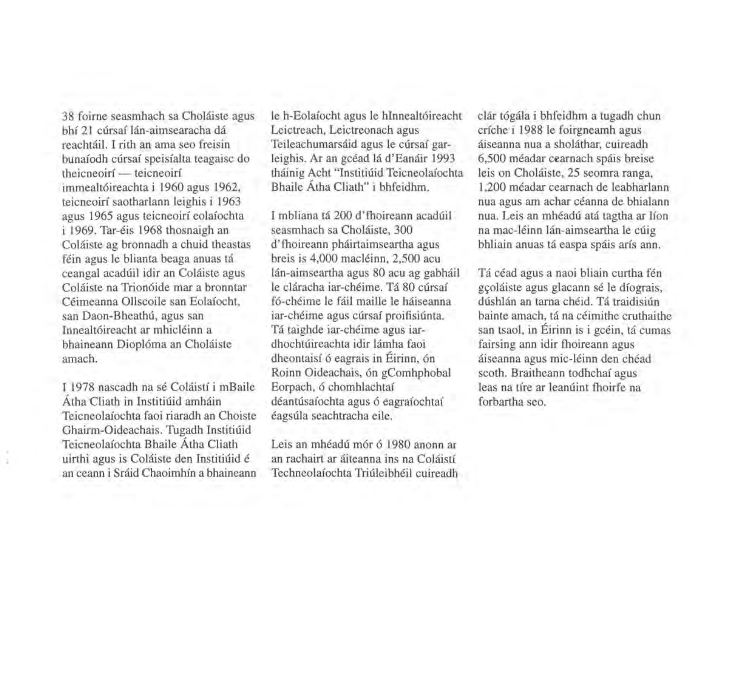38 foirne seasmhach sa Choláiste agus bhí 21 cúrsaí lán-aimsearacha dá reachtáil. I rith an ama seo freisin bunaíodh cúrsaí speisíalta teagaisc do theicneoirí — teicneoirí immealtóireachta i 1960 agus 1962, teicneoirí saotharlann leighis i 1963 agus 1965 agus teicneoirí eolaíochta i 1969. Tar-éis 1968 thosnaigh an Coláiste ag bronnadh a chuid theastas féin agus le blianta beaga anuas tá ceangal acadúil idir an Coláiste agus Coláiste na Trionóide mar a bronntar Céimeanna Ollscoile san Eolaíocht, san Daon-Bheathú, agus san Innealtóireacht ar mhicléinn a bhaineann Dioplóma an Choláiste amach.

I 1978 nascadh na sé Coláistí i mBaile Átha Cliath in Institiúid amháin Teicneolaíochta faoi riaradh an Choiste Ghairm-Oideachais. Tugadh Institiúid Teicneolaíochta Bhaile Átha Cliath uirthi agus is Coláiste den Institiúid é an ceann i Sráid Chaoimhín a bhaineann le h-Eolaíocht agus le hInnealtóireacht Leictreach, Leictreonach agus Teileachumarsáid agus le cúrsaí gar-leighis. Ar an gcéad lá d'Eanáir 1993 tháinig Acht "Institiúid Teicneolaíochta Bhaile Átha Cliath" i bhfeidhm.

I mbliana tá 200 d'fhoireann acadúil seasmhach sa Choláiste, 300 d'fhoireann pháirtaimseartha agus breis is 4,000 macléinn, 2,500 acu lán-aimseartha agus 80 acu ag gabháil le cláracha iar-chéime. Tá 80 cúrsaí fó-chéime le fáil maille le háiseanna iar-chéime agus cúrsaí proifisiúnta. Tá taighde iar-chéime agus iar-dhochtúireachta idir lámha faoi dheontaisí ó eagrais in Éirinn, ón Roinn Oideachais, ón gComhphobal Eorpach, ó chomhlachtaí déantúsaíochta agus ó eagraíochtaí éagsúla seachtracha eile.

Leis an mhéadú mór ó 1980 anonn ar an rachairt ar áiteanna ins na Coláistí Techneolaíochta Triúleibhéil cuireadh clár tógála i bhfeidhm a tugadh chun críche i 1988 le foirgneamh agus áiseanna nua a sholáthar, cuireadh 6,500 méadar cearnach spáis breise leis on Choláiste, 25 seomra ranga, 1,200 méadar cearnach de leabharlann nua agus am achar céanna de bhialann nua. Leis an mhéadú atá tagtha ar líon na mac-léinn lán-aimseartha le cúig bhliain anuas tá easpa spáis arís ann.

Tá céad agus a naoi bliain curtha fén gçoláiste agus glacann sé le díograis, dúshlán an tarna chéid. Tá traidisiún bainte amach, tá na céimithe cruthaithe san tsaol, in Éirinn is i gcéin, tá cumas fairsing ann idir fhoireann agus áiseanna agus mic-léinn den chéad scoth. Braitheann todhchaí agus leas na tíre ar leanúint fhoirfe na forbartha seo.